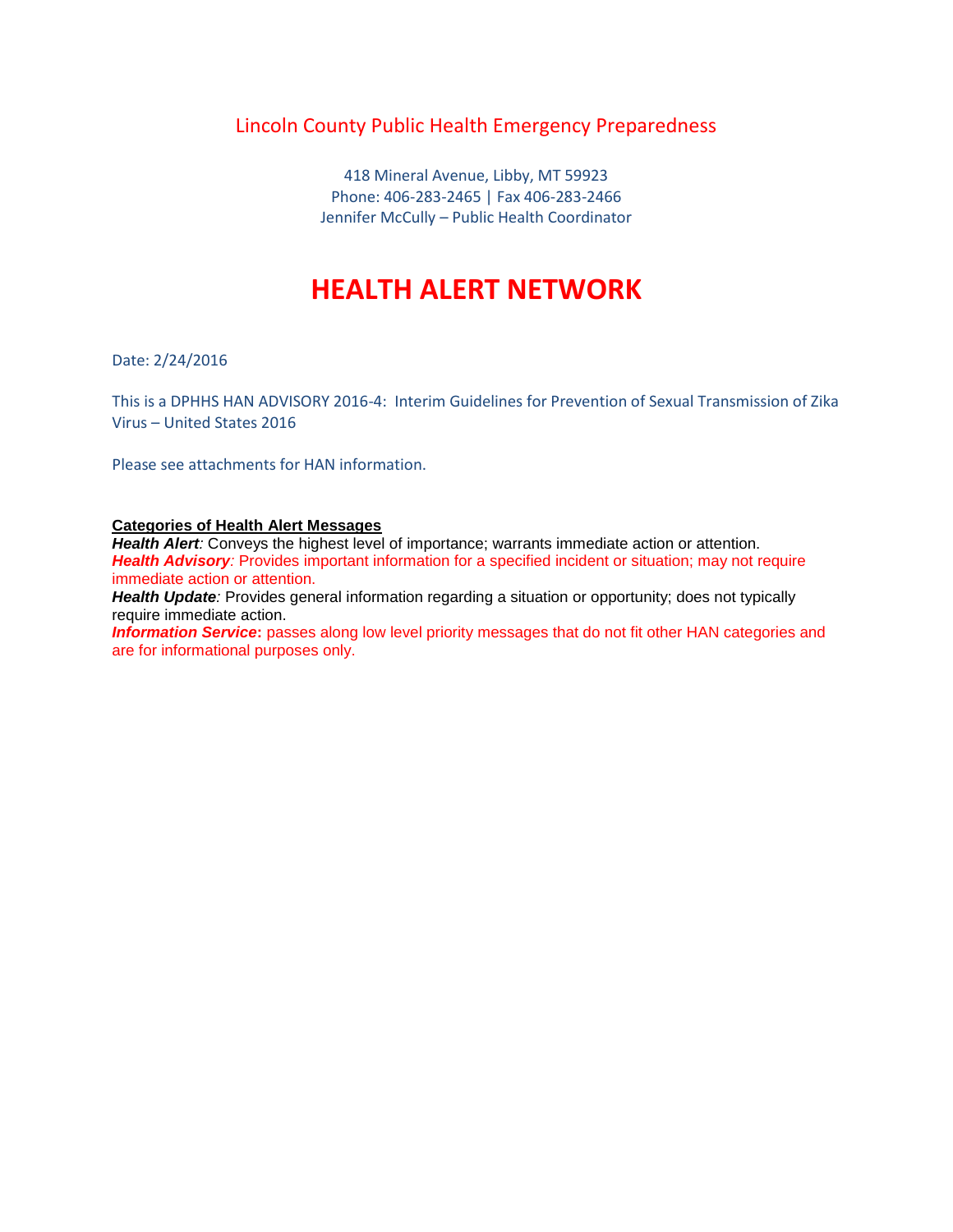Lincoln County Public Health Emergency Preparedness

418 Mineral Avenue, Libby, MT 59923
Phone: 406-283-2465 | Fax 406-283-2466
Jennifer McCully – Public Health Coordinator

# HEALTH ALERT NETWORK

Date: 2/24/2016

This is a DPHHS HAN ADVISORY 2016-4: Interim Guidelines for Prevention of Sexual Transmission of Zika Virus – United States 2016

Please see attachments for HAN information.

**Categories of Health Alert Messages**

***Health Alert**:* Conveys the highest level of importance; warrants immediate action or attention.
***Health Advisory**:* Provides important information for a specified incident or situation; may not require immediate action or attention.
***Health Update**:* Provides general information regarding a situation or opportunity; does not typically require immediate action.
***Information Service*:** passes along low level priority messages that do not fit other HAN categories and are for informational purposes only.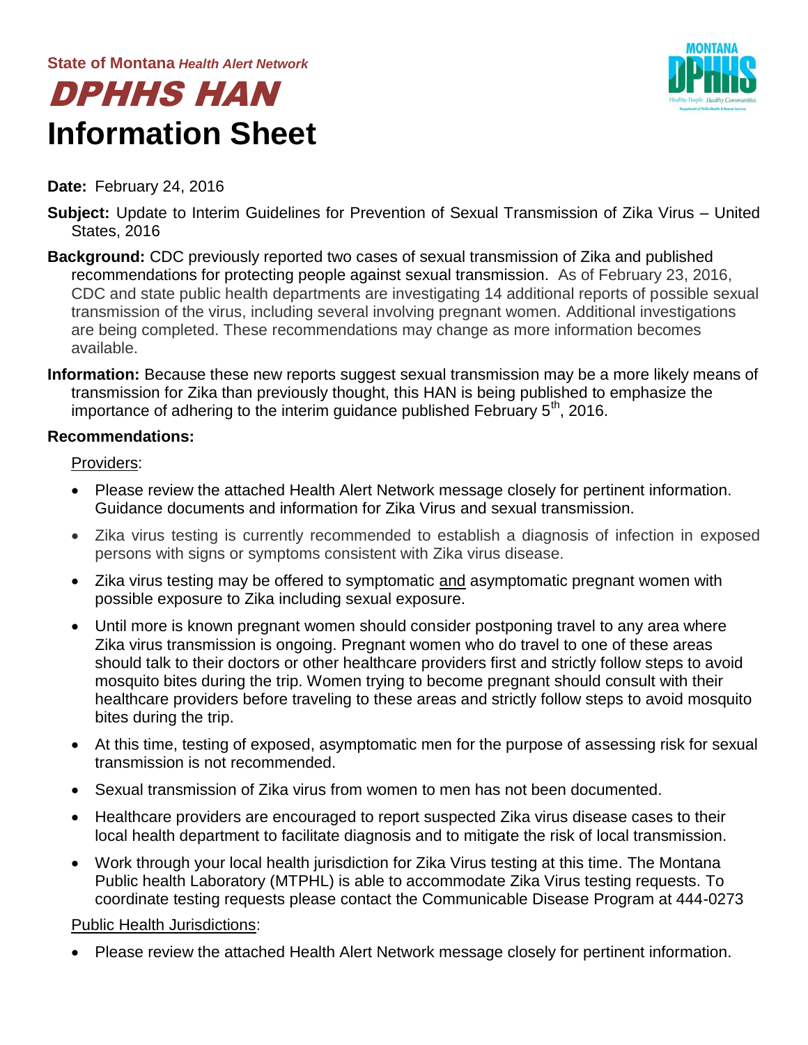State of Montana *Health Alert Network*

# DPHHS HAN

# Information Sheet

**Date:** February 24, 2016

**Subject:** Update to Interim Guidelines for Prevention of Sexual Transmission of Zika Virus – United States, 2016

**Background:** CDC previously reported two cases of sexual transmission of Zika and published recommendations for protecting people against sexual transmission. As of February 23, 2016, CDC and state public health departments are investigating 14 additional reports of possible sexual transmission of the virus, including several involving pregnant women. Additional investigations are being completed. These recommendations may change as more information becomes available.

**Information:** Because these new reports suggest sexual transmission may be a more likely means of transmission for Zika than previously thought, this HAN is being published to emphasize the importance of adhering to the interim guidance published February 5th, 2016.

**Recommendations:**

Providers:

- Please review the attached Health Alert Network message closely for pertinent information. Guidance documents and information for Zika Virus and sexual transmission.
- Zika virus testing is currently recommended to establish a diagnosis of infection in exposed persons with signs or symptoms consistent with Zika virus disease.
- Zika virus testing may be offered to symptomatic and asymptomatic pregnant women with possible exposure to Zika including sexual exposure.
- Until more is known pregnant women should consider postponing travel to any area where Zika virus transmission is ongoing. Pregnant women who do travel to one of these areas should talk to their doctors or other healthcare providers first and strictly follow steps to avoid mosquito bites during the trip. Women trying to become pregnant should consult with their healthcare providers before traveling to these areas and strictly follow steps to avoid mosquito bites during the trip.
- At this time, testing of exposed, asymptomatic men for the purpose of assessing risk for sexual transmission is not recommended.
- Sexual transmission of Zika virus from women to men has not been documented.
- Healthcare providers are encouraged to report suspected Zika virus disease cases to their local health department to facilitate diagnosis and to mitigate the risk of local transmission.
- Work through your local health jurisdiction for Zika Virus testing at this time. The Montana Public health Laboratory (MTPHL) is able to accommodate Zika Virus testing requests. To coordinate testing requests please contact the Communicable Disease Program at 444-0273

Public Health Jurisdictions:

- Please review the attached Health Alert Network message closely for pertinent information.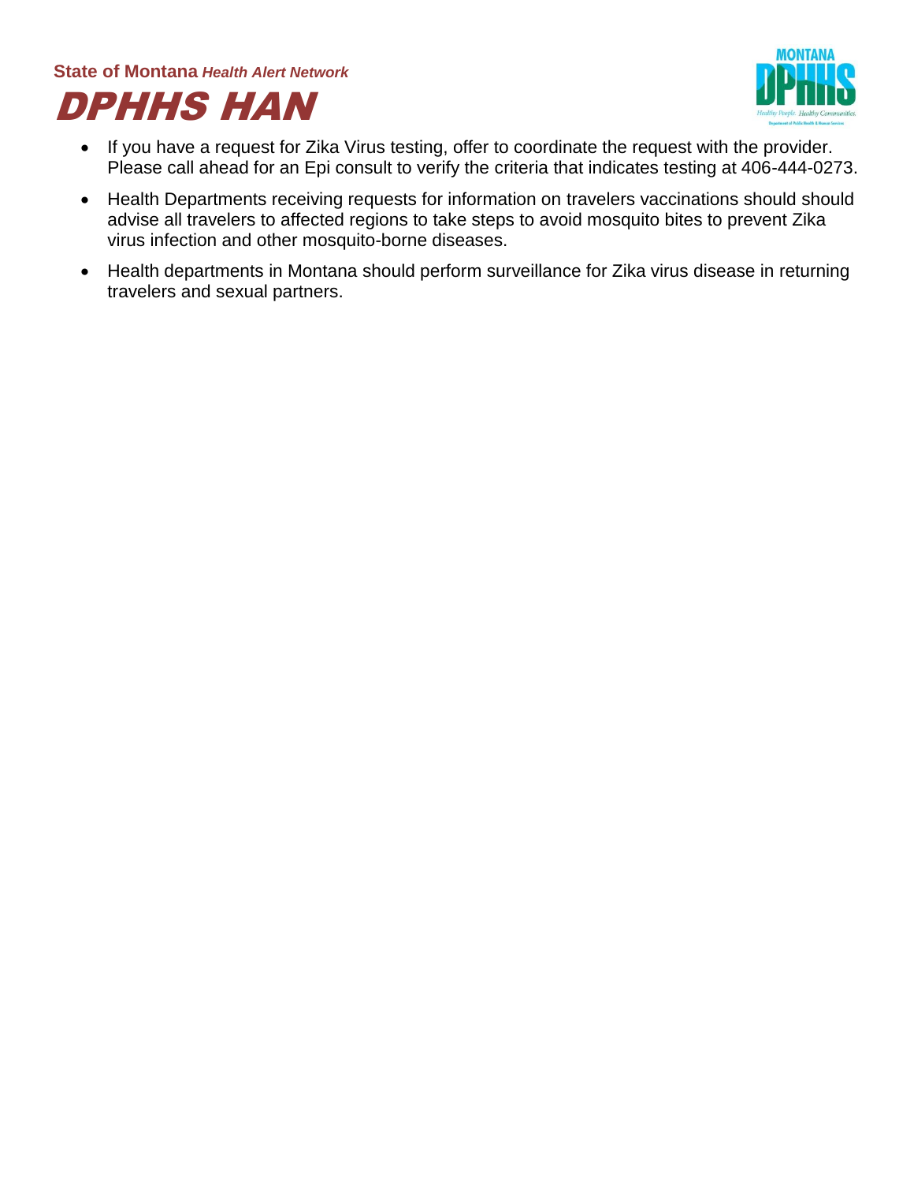- If you have a request for Zika Virus testing, offer to coordinate the request with the provider. Please call ahead for an Epi consult to verify the criteria that indicates testing at 406-444-0273.
- Health Departments receiving requests for information on travelers vaccinations should should advise all travelers to affected regions to take steps to avoid mosquito bites to prevent Zika virus infection and other mosquito-borne diseases.
- Health departments in Montana should perform surveillance for Zika virus disease in returning travelers and sexual partners.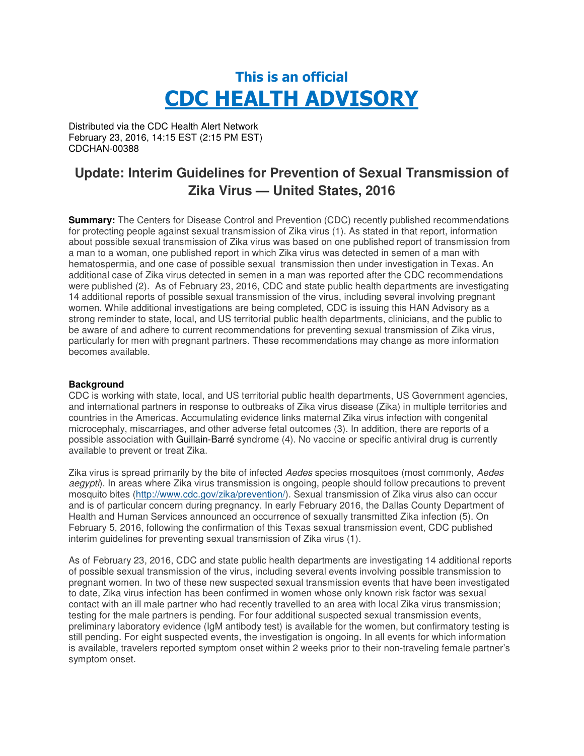# This is an official
# CDC HEALTH ADVISORY

Distributed via the CDC Health Alert Network
February 23, 2016, 14:15 EST (2:15 PM EST)
CDCHAN-00388

## Update: Interim Guidelines for Prevention of Sexual Transmission of Zika Virus — United States, 2016

**Summary:** The Centers for Disease Control and Prevention (CDC) recently published recommendations for protecting people against sexual transmission of Zika virus (1). As stated in that report, information about possible sexual transmission of Zika virus was based on one published report of transmission from a man to a woman, one published report in which Zika virus was detected in semen of a man with hematospermia, and one case of possible sexual transmission then under investigation in Texas. An additional case of Zika virus detected in semen in a man was reported after the CDC recommendations were published (2). As of February 23, 2016, CDC and state public health departments are investigating 14 additional reports of possible sexual transmission of the virus, including several involving pregnant women. While additional investigations are being completed, CDC is issuing this HAN Advisory as a strong reminder to state, local, and US territorial public health departments, clinicians, and the public to be aware of and adhere to current recommendations for preventing sexual transmission of Zika virus, particularly for men with pregnant partners. These recommendations may change as more information becomes available.

### Background

CDC is working with state, local, and US territorial public health departments, US Government agencies, and international partners in response to outbreaks of Zika virus disease (Zika) in multiple territories and countries in the Americas. Accumulating evidence links maternal Zika virus infection with congenital microcephaly, miscarriages, and other adverse fetal outcomes (3). In addition, there are reports of a possible association with Guillain-Barré syndrome (4). No vaccine or specific antiviral drug is currently available to prevent or treat Zika.

Zika virus is spread primarily by the bite of infected *Aedes* species mosquitoes (most commonly, *Aedes aegypti*). In areas where Zika virus transmission is ongoing, people should follow precautions to prevent mosquito bites (http://www.cdc.gov/zika/prevention/). Sexual transmission of Zika virus also can occur and is of particular concern during pregnancy. In early February 2016, the Dallas County Department of Health and Human Services announced an occurrence of sexually transmitted Zika infection (5). On February 5, 2016, following the confirmation of this Texas sexual transmission event, CDC published interim guidelines for preventing sexual transmission of Zika virus (1).

As of February 23, 2016, CDC and state public health departments are investigating 14 additional reports of possible sexual transmission of the virus, including several events involving possible transmission to pregnant women. In two of these new suspected sexual transmission events that have been investigated to date, Zika virus infection has been confirmed in women whose only known risk factor was sexual contact with an ill male partner who had recently travelled to an area with local Zika virus transmission; testing for the male partners is pending. For four additional suspected sexual transmission events, preliminary laboratory evidence (IgM antibody test) is available for the women, but confirmatory testing is still pending. For eight suspected events, the investigation is ongoing. In all events for which information is available, travelers reported symptom onset within 2 weeks prior to their non-traveling female partner's symptom onset.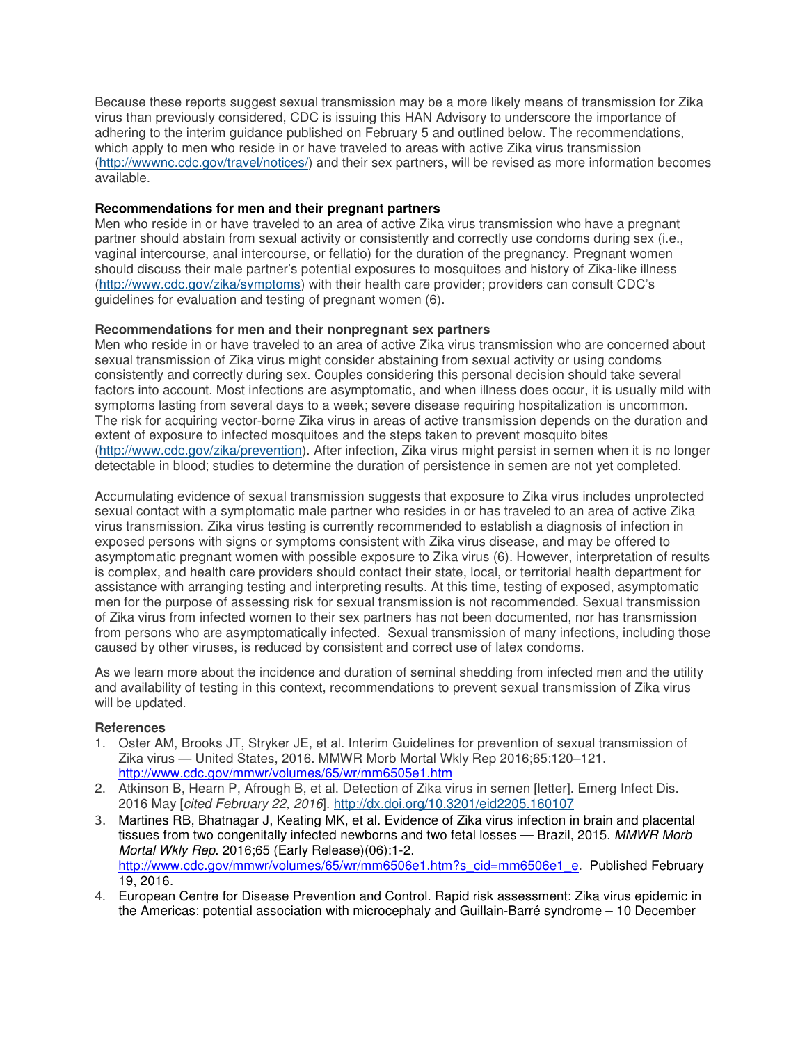Because these reports suggest sexual transmission may be a more likely means of transmission for Zika virus than previously considered, CDC is issuing this HAN Advisory to underscore the importance of adhering to the interim guidance published on February 5 and outlined below. The recommendations, which apply to men who reside in or have traveled to areas with active Zika virus transmission (http://wwwnc.cdc.gov/travel/notices/) and their sex partners, will be revised as more information becomes available.

**Recommendations for men and their pregnant partners**

Men who reside in or have traveled to an area of active Zika virus transmission who have a pregnant partner should abstain from sexual activity or consistently and correctly use condoms during sex (i.e., vaginal intercourse, anal intercourse, or fellatio) for the duration of the pregnancy. Pregnant women should discuss their male partner's potential exposures to mosquitoes and history of Zika-like illness (http://www.cdc.gov/zika/symptoms) with their health care provider; providers can consult CDC's guidelines for evaluation and testing of pregnant women (6).

**Recommendations for men and their nonpregnant sex partners**

Men who reside in or have traveled to an area of active Zika virus transmission who are concerned about sexual transmission of Zika virus might consider abstaining from sexual activity or using condoms consistently and correctly during sex. Couples considering this personal decision should take several factors into account. Most infections are asymptomatic, and when illness does occur, it is usually mild with symptoms lasting from several days to a week; severe disease requiring hospitalization is uncommon. The risk for acquiring vector-borne Zika virus in areas of active transmission depends on the duration and extent of exposure to infected mosquitoes and the steps taken to prevent mosquito bites (http://www.cdc.gov/zika/prevention). After infection, Zika virus might persist in semen when it is no longer detectable in blood; studies to determine the duration of persistence in semen are not yet completed.

Accumulating evidence of sexual transmission suggests that exposure to Zika virus includes unprotected sexual contact with a symptomatic male partner who resides in or has traveled to an area of active Zika virus transmission. Zika virus testing is currently recommended to establish a diagnosis of infection in exposed persons with signs or symptoms consistent with Zika virus disease, and may be offered to asymptomatic pregnant women with possible exposure to Zika virus (6). However, interpretation of results is complex, and health care providers should contact their state, local, or territorial health department for assistance with arranging testing and interpreting results. At this time, testing of exposed, asymptomatic men for the purpose of assessing risk for sexual transmission is not recommended. Sexual transmission of Zika virus from infected women to their sex partners has not been documented, nor has transmission from persons who are asymptomatically infected. Sexual transmission of many infections, including those caused by other viruses, is reduced by consistent and correct use of latex condoms.

As we learn more about the incidence and duration of seminal shedding from infected men and the utility and availability of testing in this context, recommendations to prevent sexual transmission of Zika virus will be updated.

**References**

1. Oster AM, Brooks JT, Stryker JE, et al. Interim Guidelines for prevention of sexual transmission of Zika virus — United States, 2016. MMWR Morb Mortal Wkly Rep 2016;65:120–121. http://www.cdc.gov/mmwr/volumes/65/wr/mm6505e1.htm
2. Atkinson B, Hearn P, Afrough B, et al. Detection of Zika virus in semen [letter]. Emerg Infect Dis. 2016 May [*cited February 22, 2016*]. http://dx.doi.org/10.3201/eid2205.160107
3. Martines RB, Bhatnagar J, Keating MK, et al. Evidence of Zika virus infection in brain and placental tissues from two congenitally infected newborns and two fetal losses — Brazil, 2015. *MMWR Morb Mortal Wkly Rep*. 2016;65 (Early Release)(06):1-2. http://www.cdc.gov/mmwr/volumes/65/wr/mm6506e1.htm?s_cid=mm6506e1_e. Published February 19, 2016.
4. European Centre for Disease Prevention and Control. Rapid risk assessment: Zika virus epidemic in the Americas: potential association with microcephaly and Guillain-Barré syndrome – 10 December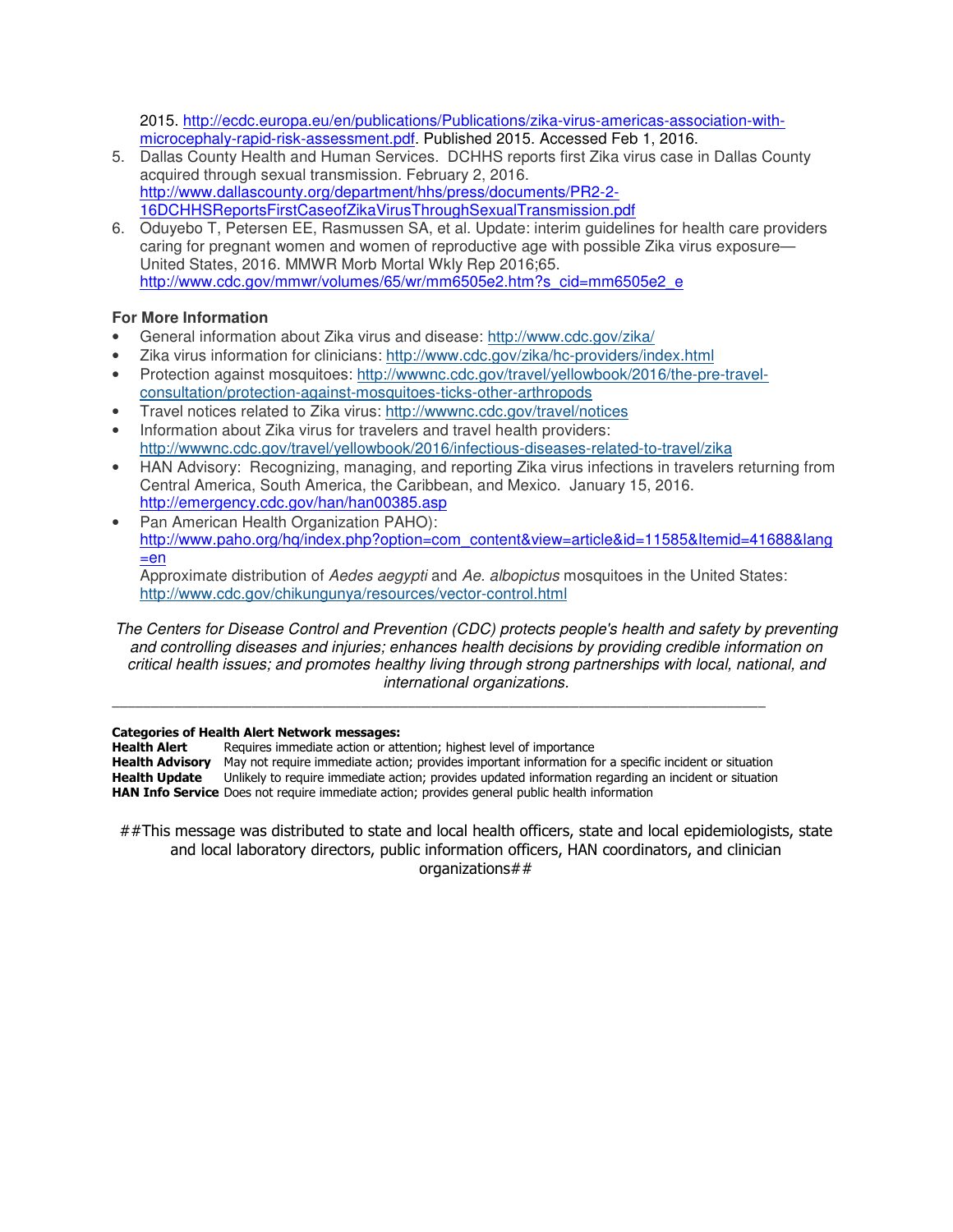2015. http://ecdc.europa.eu/en/publications/Publications/zika-virus-americas-association-with-microcephaly-rapid-risk-assessment.pdf. Published 2015. Accessed Feb 1, 2016.

5. Dallas County Health and Human Services. DCHHS reports first Zika virus case in Dallas County acquired through sexual transmission. February 2, 2016. http://www.dallascounty.org/department/hhs/press/documents/PR2-2-16DCHHSReportsFirstCaseofZikaVirusThroughSexualTransmission.pdf
6. Oduyebo T, Petersen EE, Rasmussen SA, et al. Update: interim guidelines for health care providers caring for pregnant women and women of reproductive age with possible Zika virus exposure—United States, 2016. MMWR Morb Mortal Wkly Rep 2016;65. http://www.cdc.gov/mmwr/volumes/65/wr/mm6505e2.htm?s_cid=mm6505e2_e

**For More Information**

- General information about Zika virus and disease: http://www.cdc.gov/zika/
- Zika virus information for clinicians: http://www.cdc.gov/zika/hc-providers/index.html
- Protection against mosquitoes: http://wwwnc.cdc.gov/travel/yellowbook/2016/the-pre-travel-consultation/protection-against-mosquitoes-ticks-other-arthropods
- Travel notices related to Zika virus: http://wwwnc.cdc.gov/travel/notices
- Information about Zika virus for travelers and travel health providers: http://wwwnc.cdc.gov/travel/yellowbook/2016/infectious-diseases-related-to-travel/zika
- HAN Advisory: Recognizing, managing, and reporting Zika virus infections in travelers returning from Central America, South America, the Caribbean, and Mexico. January 15, 2016. http://emergency.cdc.gov/han/han00385.asp
- Pan American Health Organization PAHO): http://www.paho.org/hq/index.php?option=com_content&view=article&id=11585&Itemid=41688&lang=en

  Approximate distribution of *Aedes aegypti* and *Ae. albopictus* mosquitoes in the United States: http://www.cdc.gov/chikungunya/resources/vector-control.html

*The Centers for Disease Control and Prevention (CDC) protects people's health and safety by preventing and controlling diseases and injuries; enhances health decisions by providing credible information on critical health issues; and promotes healthy living through strong partnerships with local, national, and international organizations.*

---

**Categories of Health Alert Network messages:**

| | |
|---|---|
| **Health Alert** | Requires immediate action or attention; highest level of importance |
| **Health Advisory** | May not require immediate action; provides important information for a specific incident or situation |
| **Health Update** | Unlikely to require immediate action; provides updated information regarding an incident or situation |
| **HAN Info Service** | Does not require immediate action; provides general public health information |

##This message was distributed to state and local health officers, state and local epidemiologists, state and local laboratory directors, public information officers, HAN coordinators, and clinician organizations##